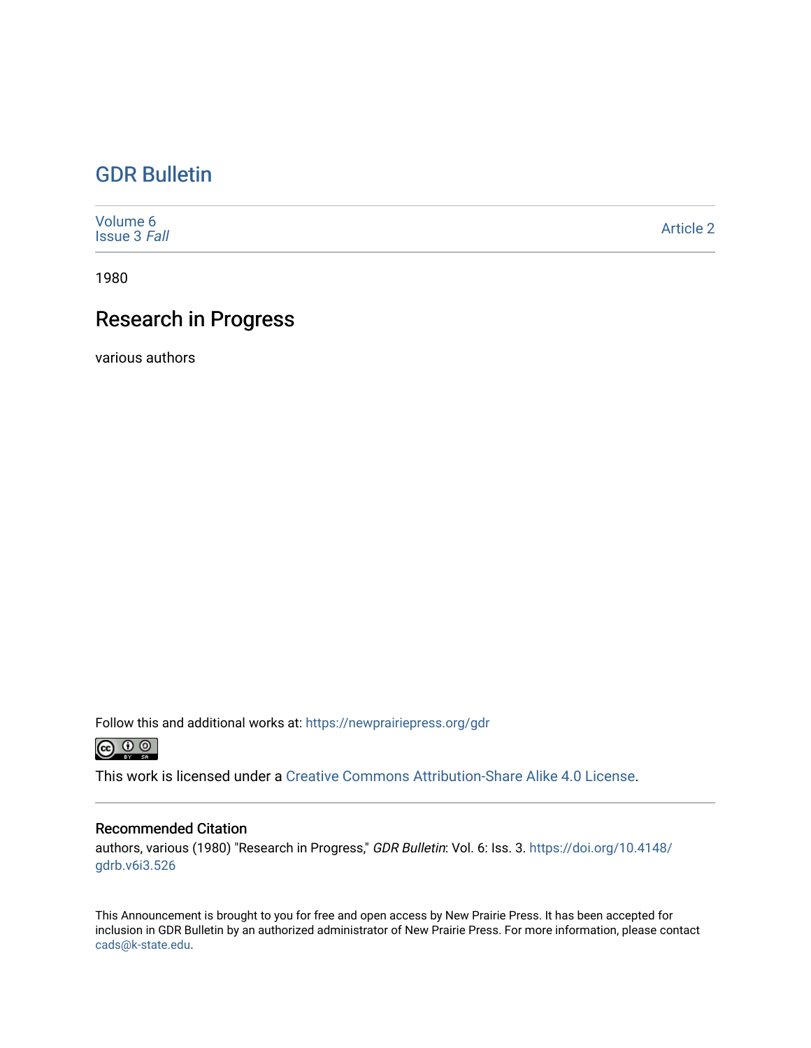# GDR Bulletin

Volume 6
Issue 3 *Fall*

Article 2

1980

## Research in Progress

various authors

Follow this and additional works at: https://newprairiepress.org/gdr

This work is licensed under a Creative Commons Attribution-Share Alike 4.0 License.

### Recommended Citation

authors, various (1980) "Research in Progress," *GDR Bulletin*: Vol. 6: Iss. 3. https://doi.org/10.4148/gdrb.v6i3.526

This Announcement is brought to you for free and open access by New Prairie Press. It has been accepted for inclusion in GDR Bulletin by an authorized administrator of New Prairie Press. For more information, please contact cads@k-state.edu.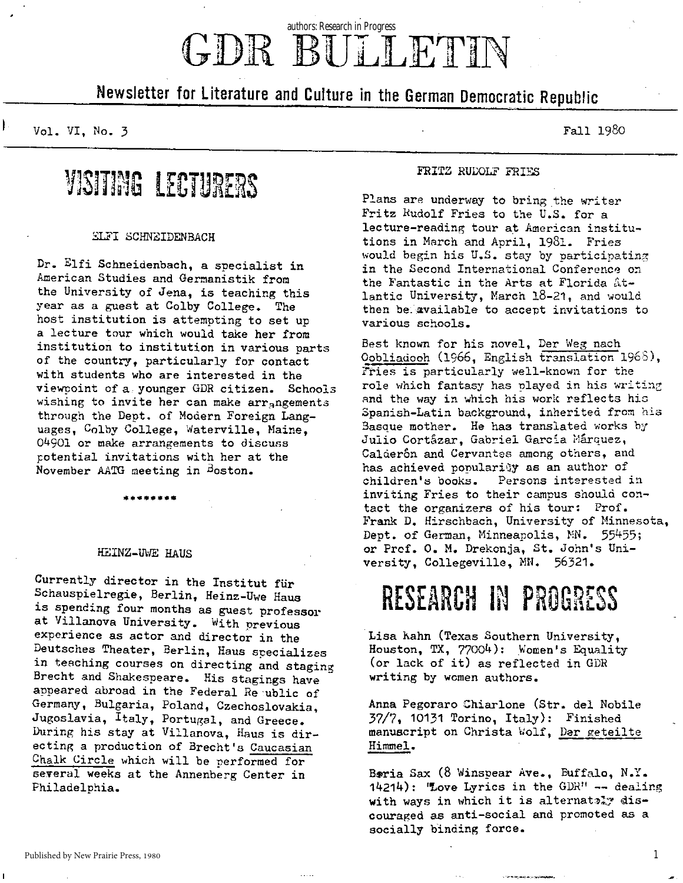# GDR BULLETIN

## Newsletter for Literature and Culture in the German Democratic Republic

Vol. VI, No. 3 Fall 1980

# VISITING LECTURERS

### ELFI SCHNEIDENBACH

Dr. Elfi Schneidenbach, a specialist in American Studies and Germanistik from the University of Jena, is teaching this year as a guest at Colby College. The host institution is attempting to set up a lecture tour which would take her from institution to institution in various parts of the country, particularly for contact with students who are interested in the viewpoint of a younger GDR citizen. Schools wishing to invite her can make arrangements through the Dept. of Modern Foreign Languages, Colby College, Waterville, Maine, 04901 or make arrangements to discuss potential invitations with her at the November AATG meeting in Boston.

\*\*\*\*\*\*\*\*

### HEINZ-UWE HAUS

Currently director in the Institut für Schauspielregie, Berlin, Heinz-Uwe Haus is spending four months as guest professor at Villanova University. With previous experience as actor and director in the Deutsches Theater, Berlin, Haus specializes in teaching courses on directing and staging Brecht and Shakespeare. His stagings have appeared abroad in the Federal Republic of Germany, Bulgaria, Poland, Czechoslovakia, Jugoslavia, Italy, Portugal, and Greece. During his stay at Villanova, Haus is directing a production of Brecht's Caucasian Chalk Circle which will be performed for several weeks at the Annenberg Center in Philadelphia.

### FRITZ RUDOLF FRIES

Plans are underway to bring the writer Fritz Rudolf Fries to the U.S. for a lecture-reading tour at American institutions in March and April, 1981. Fries would begin his U.S. stay by participating in the Second International Conference on the Fantastic in the Arts at Florida Atlantic University, March 18-21, and would then be available to accept invitations to various schools.

Best known for his novel, Der Weg nach Oobliadooh (1966, English translation 1968), Fries is particularly well-known for the role which fantasy has played in his writing and the way in which his work reflects his Spanish-Latin background, inherited from his Basque mother. He has translated works by Julio Cortâzar, Gabriel García Márquez, Calderón and Cervantes among others, and has achieved popularity as an author of children's books. Persons interested in inviting Fries to their campus should contact the organizers of his tour: Prof. Frank D. Hirschbach, University of Minnesota, Dept. of German, Minneapolis, MN. 55455; or Prof. O. M. Drekonja, St. John's University, Collegeville, MN. 56321.

# RESEARCH IN PROGRESS

Lisa Kahn (Texas Southern University, Houston, TX, 77004): Women's Equality (or lack of it) as reflected in GDR writing by women authors.

Anna Pegoraro Chiarlone (Str. del Nobile 37/7, 10131 Torino, Italy): Finished manuscript on Christa Wolf, Der geteilte Himmel.

Boria Sax (8 Winspear Ave., Buffalo, N.Y. 14214): "Love Lyrics in the GDR" -- dealing with ways in which it is alternately discouraged as anti-social and promoted as a socially binding force.